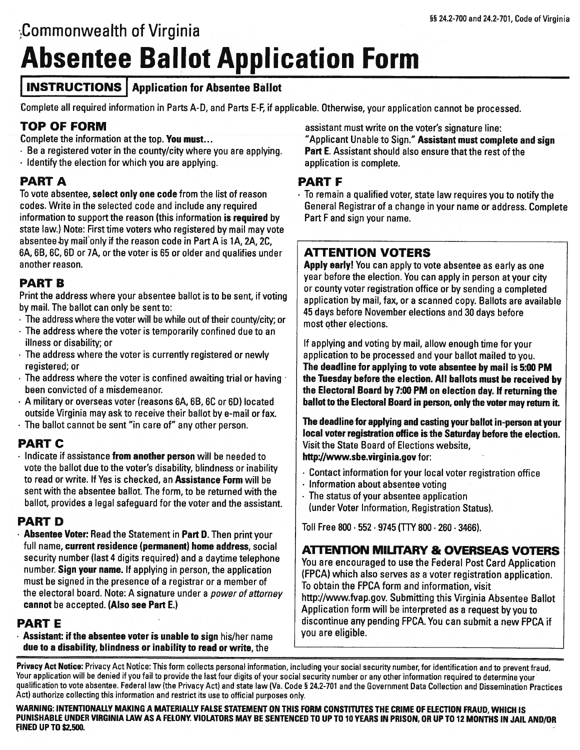§§ 24.2-700 and 24.2-701, Code of Virginia

Commonwealth of Virginia

# Absentee Ballot Application Form

## INSTRUCTIONS | Application for Absentee Ballot

Complete all required information in Parts A-D, and Parts E-F, if applicable. Otherwise, your application cannot be processed.

### TOP OF FORM

Complete the information at the top. **You must...**

- Be a registered voter in the county/city where you are applying.
- Identify the election for which you are applying.

### PART A

To vote absentee, **select only one code** from the list of reason codes. Write in the selected code and include any required information to support the reason (this information **is required** by state law.) Note: First time voters who registered by mail may vote absentee by mail only if the reason code in Part A is 1A, 2A, 2C, 6A, 6B, 6C, 6D or 7A, or the voter is 65 or older and qualifies under another reason.

### PART B

Print the address where your absentee ballot is to be sent, if voting by mail. The ballot can only be sent to:

- The address where the voter will be while out of their county/city; or
- The address where the voter is temporarily confined due to an illness or disability; or
- The address where the voter is currently registered or newly registered; or
- The address where the voter is confined awaiting trial or having been convicted of a misdemeanor.
- A military or overseas voter (reasons 6A, 6B, 6C or 6D) located outside Virginia may ask to receive their ballot by e-mail or fax.
- The ballot cannot be sent "in care of" any other person.

### PART C

- Indicate if assistance **from another person** will be needed to vote the ballot due to the voter's disability, blindness or inability to read or write. If Yes is checked, an **Assistance Form** will be sent with the absentee ballot. The form, to be returned with the ballot, provides a legal safeguard for the voter and the assistant.

### PART D

- **Absentee Voter:** Read the Statement in **Part D**. Then print your full name, **current residence (permanent) home address**, social security number (last 4 digits required) and a daytime telephone number. **Sign your name.** If applying in person, the application must be signed in the presence of a registrar or a member of the electoral board. Note: A signature under a *power of attorney* **cannot** be accepted. **(Also see Part E.)**

### PART E

- **Assistant: if the absentee voter is unable to sign** his/her name **due to a disability, blindness or inability to read or write,** the assistant must write on the voter's signature line: "Applicant Unable to Sign." **Assistant must complete and sign Part E**. Assistant should also ensure that the rest of the application is complete.

### PART F

- To remain a qualified voter, state law requires you to notify the General Registrar of a change in your name or address. Complete Part F and sign your name.

### ATTENTION VOTERS

**Apply early!** You can apply to vote absentee as early as one year before the election. You can apply in person at your city or county voter registration office or by sending a completed application by mail, fax, or a scanned copy. Ballots are available 45 days before November elections and 30 days before most other elections.

If applying and voting by mail, allow enough time for your application to be processed and your ballot mailed to you. **The deadline for applying to vote absentee by mail is 5:00 PM the Tuesday before the election. All ballots must be received by the Electoral Board by 7:00 PM on election day. If returning the ballot to the Electoral Board in person, only the voter may return it.**

**The deadline for applying and casting your ballot in-person at your local voter registration office is the Saturday before the election.** Visit the State Board of Elections website, **http://www.sbe.virginia.gov** for:

- Contact information for your local voter registration office
- Information about absentee voting
- The status of your absentee application (under Voter Information, Registration Status).

Toll Free 800 · 552 · 9745 (TTY 800 · 260 · 3466).

### ATTENTION MILITARY & OVERSEAS VOTERS

You are encouraged to use the Federal Post Card Application (FPCA) which also serves as a voter registration application. To obtain the FPCA form and information, visit http://www.fvap.gov. Submitting this Virginia Absentee Ballot Application form will be interpreted as a request by you to discontinue any pending FPCA. You can submit a new FPCA if you are eligible.

**Privacy Act Notice:** Privacy Act Notice: This form collects personal information, including your social security number, for identification and to prevent fraud. Your application will be denied if you fail to provide the last four digits of your social security number or any other information required to determine your qualification to vote absentee. Federal law (the Privacy Act) and state law (Va. Code § 24.2-701 and the Government Data Collection and Dissemination Practices Act) authorize collecting this information and restrict its use to official purposes only.

**WARNING: INTENTIONALLY MAKING A MATERIALLY FALSE STATEMENT ON THIS FORM CONSTITUTES THE CRIME OF ELECTION FRAUD, WHICH IS PUNISHABLE UNDER VIRGINIA LAW AS A FELONY. VIOLATORS MAY BE SENTENCED TO UP TO 10 YEARS IN PRISON, OR UP TO 12 MONTHS IN JAIL AND/OR FINED UP TO $2,500.**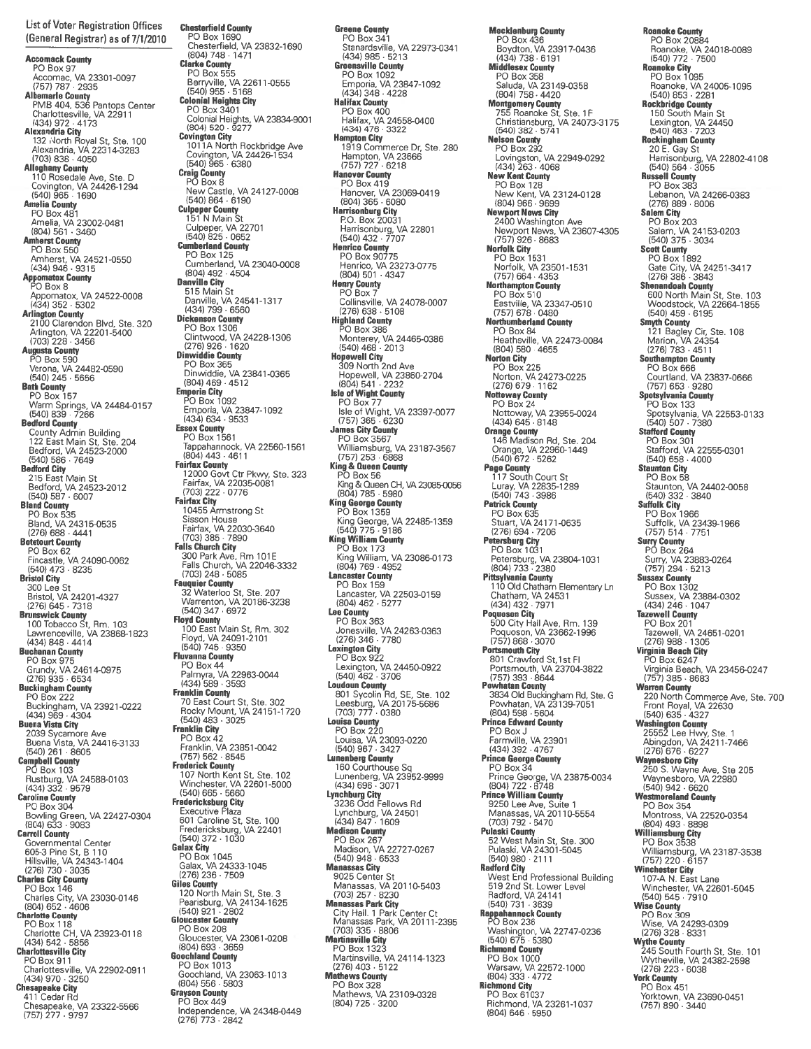## List of Voter Registration Offices (General Registrar) as of 7/1/2010

**Accomack County**
PO Box 97
Accomac, VA 23301-0097
(757) 787 · 2935

**Albemarle County**
PMB 404, 536 Pantops Center
Charlottesville, VA 22911
(434) 972 · 4173

**Alexandria City**
132 North Royal St, Ste. 100
Alexandria, VA 22314-3283
(703) 838 · 4050

**Alleghany County**
110 Rosedale Ave, Ste. D
Covington, VA 24426-1294
(540) 965 · 1690

**Amelia County**
PO Box 481
Amelia, VA 23002-0481
(804) 561 · 3460

**Amherst County**
PO Box 550
Amherst, VA 24521-0550
(434) 946 · 9315

**Appomattox County**
PO Box 8
Appomattox, VA 24522-0008
(434) 352 · 5302

**Arlington County**
2100 Clarendon Blvd, Ste. 320
Arlington, VA 22201-5400
(703) 228 · 3456

**Augusta County**
PO Box 590
Verona, VA 24482-0590
(540) 245 · 5656

**Bath County**
PO Box 157
Warm Springs, VA 24484-0157
(540) 839 · 7266

**Bedford County**
County Admin Building
122 East Main St, Ste. 204
Bedford, VA 24523-2000
(540) 586 · 7649

**Bedford City**
215 East Main St
Bedford, VA 24523-2012
(540) 587 · 6007

**Bland County**
PO Box 535
Bland, VA 24315-0535
(276) 688 · 4441

**Botetourt County**
PO Box 62
Fincastle, VA 24090-0062
(540) 473 · 8235

**Bristol City**
300 Lee St
Bristol, VA 24201-4327
(276) 645 · 7318

**Brunswick County**
100 Tobacco St, Rm. 103
Lawrenceville, VA 23868-1823
(434) 848 · 4414

**Buchanan County**
PO Box 975
Grundy, VA 24614-0975
(276) 935 · 6534

**Buckingham County**
PO Box 222
Buckingham, VA 23921-0222
(434) 969 · 4304

**Buena Vista City**
2039 Sycamore Ave
Buena Vista, VA 24416-3133
(540) 261 · 8605

**Campbell County**
PO Box 103
Rustburg, VA 24588-0103
(434) 332 · 9579

**Caroline County**
PO Box 304
Bowling Green, VA 22427-0304
(804) 633 · 9083

**Carroll County**
Governmental Center
605-3 Pine St, B 110
Hillsville, VA 24343-1404
(276) 730 · 3035

**Charles City County**
PO Box 146
Charles City, VA 23030-0146
(804) 652 · 4606

**Charlotte County**
PO Box 118
Charlotte CH, VA 23923-0118
(434) 542 · 5856

**Charlottesville City**
PO Box 911
Charlottesville, VA 22902-0911
(434) 970 · 3250

**Chesapeake City**
411 Cedar Rd
Chesapeake, VA 23322-5566
(757) 277 · 9797

**Chesterfield County**
PO Box 1690
Chesterfield, VA 23832-1690
(804) 748 · 1471

**Clarke County**
PO Box 555
Berryville, VA 22611-0555
(540) 955 · 5168

**Colonial Heights City**
PO Box 3401
Colonial Heights, VA 23834-9001
(804) 520 · 9277

**Covington City**
1011A North Rockbridge Ave
Covington, VA 24426-1534
(540) 965 · 6380

**Craig County**
PO Box 8
New Castle, VA 24127-0008
(540) 864 · 6190

**Culpeper County**
151 N Main St
Culpeper, VA 22701
(540) 825 · 0652

**Cumberland County**
PO Box 125
Cumberland, VA 23040-0008
(804) 492 · 4504

**Danville City**
515 Main St
Danville, VA 24541-1317
(434) 799 · 6560

**Dickenson County**
PO Box 1306
Clintwood, VA 24228-1306
(276) 926 · 1620

**Dinwiddie County**
PO Box 365
Dinwiddie, VA 23841-0365
(804) 469 · 4512

**Emporia City**
PO Box 1092
Emporia, VA 23847-1092
(434) 634 · 9533

**Essex County**
PO Box 1561
Tappahannock, VA 22560-1561
(804) 443 · 4611

**Fairfax County**
12000 Govt Ctr Pkwy, Ste. 323
Fairfax, VA 22035-0081
(703) 222 · 0776

**Fairfax City**
10455 Armstrong St
Sisson House
Fairfax, VA 22030-3640
(703) 385 · 7890

**Falls Church City**
300 Park Ave, Rm 101E
Falls Church, VA 22046-3332
(703) 248 · 5085

**Fauquier County**
32 Waterloo St, Ste. 207
Warrenton, VA 20186-3238
(540) 347 · 6972

**Floyd County**
100 East Main St, Rm. 302
Floyd, VA 24091-2101
(540) 745 · 9350

**Fluvanna County**
PO Box 44
Palmyra, VA 22963-0044
(434) 589 · 3593

**Franklin County**
70 East Court St, Ste. 302
Rocky Mount, VA 24151-1720
(540) 483 · 3025

**Franklin City**
PO Box 42
Franklin, VA 23851-0042
(757) 562 · 8545

**Frederick County**
107 North Kent St, Ste. 102
Winchester, VA 22601-5000
(540) 665 · 5660

**Fredericksburg City**
Executive Plaza
601 Caroline St, Ste. 100
Fredericksburg, VA 22401
(540) 372 · 1030

**Galax City**
PO Box 1045
Galax, VA 24333-1045
(276) 236 · 7509

**Giles County**
120 North Main St, Ste. 3
Pearisburg, VA 24134-1625
(540) 921 · 2802

**Gloucester County**
PO Box 208
Gloucester, VA 23061-0208
(804) 693 · 3659

**Goochland County**
PO Box 1013
Goochland, VA 23063-1013
(804) 556 · 5803

**Grayson County**
PO Box 449
Independence, VA 24348-0449
(276) 773 · 2842

**Greene County**
PO Box 341
Stanardsville, VA 22973-0341
(434) 985 · 5213

**Greensville County**
PO Box 1092
Emporia, VA 23847-1092
(434) 348 · 4228

**Halifax County**
PO Box 400
Halifax, VA 24558-0400
(434) 476 · 3322

**Hampton City**
1919 Commerce Dr, Ste. 280
Hampton, VA 23666
(757) 727 · 6218

**Hanover County**
PO Box 419
Hanover, VA 23069-0419
(804) 365 · 6080

**Harrisonburg City**
P.O. Box 20031
Harrisonburg, VA 22801
(540) 432 · 7707

**Henrico County**
PO Box 90775
Henrico, VA 23273-0775
(804) 501 · 4347

**Henry County**
PO Box 7
Collinsville, VA 24078-0007
(276) 638 · 5108

**Highland County**
PO Box 386
Monterey, VA 24465-0386
(540) 468 · 2013

**Hopewell City**
309 North 2nd Ave
Hopewell, VA 23860-2704
(804) 541 · 2232

**Isle of Wight County**
PO Box 77
Isle of Wight, VA 23397-0077
(757) 365 · 6230

**James City County**
PO Box 3567
Williamsburg, VA 23187-3567
(757) 253 · 6868

**King & Queen County**
PO Box 56
King & Queen CH, VA 23085-0056
(804) 785 · 5980

**King George County**
PO Box 1359
King George, VA 22485-1359
(540) 775 · 9186

**King William County**
PO Box 173
King William, VA 23086-0173
(804) 769 · 4952

**Lancaster County**
PO Box 159
Lancaster, VA 22503-0159
(804) 462 · 5277

**Lee County**
PO Box 363
Jonesville, VA 24263-0363
(276) 346 · 7780

**Lexington City**
PO Box 922
Lexington, VA 24450-0922
(540) 462 · 3706

**Loudoun County**
801 Sycolin Rd, SE, Ste. 102
Leesburg, VA 20175-5686
(703) 777 · 0380

**Louisa County**
PO Box 220
Louisa, VA 23093-0220
(540) 967 · 3427

**Lunenberg County**
160 Courthouse Sq
Lunenberg, VA 23952-9999
(434) 696 · 3071

**Lynchburg City**
3236 Odd Fellows Rd
Lynchburg, VA 24501
(434) 847 · 1609

**Madison County**
PO Box 267
Madison, VA 22727-0267
(540) 948 · 6533

**Manassas City**
9025 Center St
Manassas, VA 20110-5403
(703) 257 · 8230

**Manassas Park City**
City Hall. 1 Park Center Ct
Manassas Park, VA 20111-2395
(703) 335 · 8806

**Martinsville City**
PO Box 1323
Martinsville, VA 24114-1323
(276) 403 · 5122

**Mathews County**
PO Box 328
Mathews, VA 23109-0328
(804) 725 · 3200

**Mecklenburg County**
PO Box 436
Boydton, VA 23917-0436
(434) 738 · 6191

**Middlesex County**
PO Box 358
Saluda, VA 23149-0358
(804) 758 · 4420

**Montgomery County**
755 Roanoke St, Ste. 1F
Christiansburg, VA 24073-3175
(540) 382 · 5741

**Nelson County**
PO Box 292
Lovingston, VA 22949-0292
(434) 263 · 4068

**New Kent County**
PO Box 128
New Kent, VA 23124-0128
(804) 966 · 9699

**Newport News City**
2400 Washington Ave
Newport News, VA 23607-4305
(757) 926 · 8683

**Norfolk City**
PO Box 1531
Norfolk, VA 23501-1531
(757) 664 · 4353

**Northampton County**
PO Box 510
Eastville, VA 23347-0510
(757) 678 · 0480

**Northumberland County**
PO Box 84
Heathsville, VA 22473-0084
(804) 580 · 4655

**Norton City**
PO Box 225
Norton, VA 24273-0225
(276) 679 · 1162

**Nottoway County**
PO Box 24
Nottoway, VA 23955-0024
(434) 645 · 8148

**Orange County**
146 Madison Rd, Ste. 204
Orange, VA 22960-1449
(540) 672 · 5262

**Page County**
117 South Court St
Luray, VA 22835-1289
(540) 743 · 3986

**Patrick County**
PO Box 635
Stuart, VA 24171-0635
(276) 694 · 7206

**Petersburg City**
PO Box 1031
Petersburg, VA 23804-1031
(804) 733 · 2380

**Pittsylvania County**
110 Old Chatham Elementary Ln
Chatham, VA 24531
(434) 432 · 7971

**Poquoson City**
500 City Hall Ave, Rm. 139
Poquoson, VA 23662-1996
(757) 868 · 3070

**Portsmouth City**
801 Crawford St,1st Fl
Portsmouth, VA 23704-3822
(757) 393 · 8644

**Powhatan County**
3834 Old Buckingham Rd, Ste. G
Powhatan, VA 23139-7051
(804) 598 · 5604

**Prince Edward County**
PO Box J
Farmville, VA 23901
(434) 392 · 4767

**Prince George County**
PO Box 34
Prince George, VA 23875-0034
(804) 722 · 8748

**Prince William County**
9250 Lee Ave, Suite 1
Manassas, VA 20110-5554
(703) 792 · 6470

**Pulaski County**
52 West Main St, Ste. 300
Pulaski, VA 24301-5045
(540) 980 · 2111

**Radford City**
West End Professional Building
519 2nd St. Lower Level
Radford, VA 24141
(540) 731 · 3639

**Rappahannock County**
PO Box 236
Washington, VA 22747-0236
(540) 675 · 5380

**Richmond County**
PO Box 1000
Warsaw, VA 22572-1000
(804) 333 · 4772

**Richmond City**
PO Box 61037
Richmond, VA 23261-1037
(804) 646 · 5950

**Roanoke County**
PO Box 20884
Roanoke, VA 24018-0089
(540) 772 · 7500

**Roanoke City**
PO Box 1095
Roanoke, VA 24005-1095
(540) 853 · 2281

**Rockbridge County**
150 South Main St
Lexington, VA 24450
(540) 463 · 7203

**Rockingham County**
20 E. Gay St
Harrisonburg, VA 22802-4108
(540) 564 · 3055

**Russell County**
PO Box 383
Lebanon, VA 24266-0383
(276) 889 · 8006

**Salem City**
PO Box 203
Salem, VA 24153-0203
(540) 375 · 3034

**Scott County**
PO Box 1892
Gate City, VA 24251-3417
(276) 386 · 3843

**Shenandoah County**
600 North Main St, Ste. 103
Woodstock, VA 22664-1855
(540) 459 · 6195

**Smyth County**
121 Bagley Cir, Ste. 108
Marion, VA 24354
(276) 783 · 4511

**Southampton County**
PO Box 666
Courtland, VA 23837-0666
(757) 653 · 9280

**Spotsylvania County**
PO Box 133
Spotsylvania, VA 22553-0133
(540) 507 · 7380

**Stafford County**
PO Box 301
Stafford, VA 22555-0301
(540) 658 · 4000

**Staunton City**
PO Box 58
Staunton, VA 24402-0058
(540) 332 · 3840

**Suffolk City**
PO Box 1966
Suffolk, VA 23439-1966
(757) 514 · 7751

**Surry County**
PO Box 264
Surry, VA 23883-0264
(757) 294 · 5213

**Sussex County**
PO Box 1302
Sussex, VA 23884-0302
(434) 246 · 1047

**Tazewell County**
PO Box 201
Tazewell, VA 24651-0201
(276) 988 · 1305

**Virginia Beach City**
PO Box 6247
Virginia Beach, VA 23456-0247
(757) 385 · 8683

**Warren County**
220 North Commerce Ave, Ste. 700
Front Royal, VA 22630
(540) 635 · 4327

**Washington County**
25552 Lee Hwy, Ste. 1
Abingdon, VA 24211-7466
(276) 676 · 6227

**Waynesboro City**
250 S. Wayne Ave, Ste 205
Waynesboro, VA 22980
(540) 942 · 6620

**Westmoreland County**
PO Box 354
Montross, VA 22520-0354
(804) 493 · 8898

**Williamsburg City**
PO Box 3538
Williamsburg, VA 23187-3538
(757) 220 · 6157

**Winchester City**
107-A N. East Lane
Winchester, VA 22601-5045
(540) 545 · 7910

**Wise County**
PO Box 309
Wise, VA 24293-0309
(276) 328 · 8331

**Wythe County**
245 South Fourth St, Ste. 101
Wytheville, VA 24382-2598
(276) 223 · 6038

**York County**
PO Box 451
Yorktown, VA 23690-0451
(757) 890 · 3440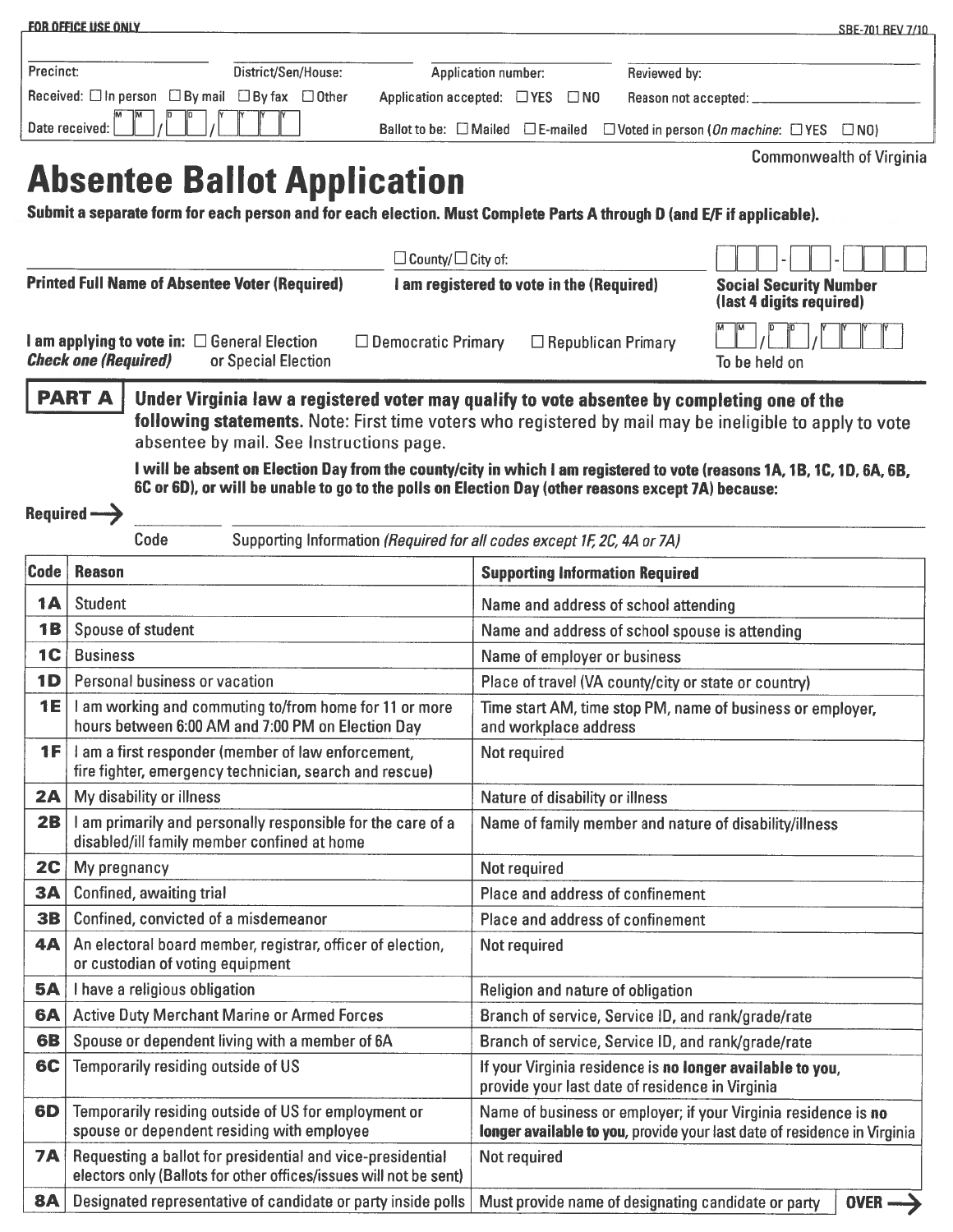FOR OFFICE USE ONLY SBE-701 REV 7/10

Precinct: District/Sen/House: Application number: Reviewed by:

Received: ☐ In person ☐ By mail ☐ By fax ☐ Other Application accepted: ☐ YES ☐ NO Reason not accepted: \_\_\_\_\_\_\_\_\_\_

Date received: MM/DD/YYYY Ballot to be: ☐ Mailed ☐ E-mailed ☐ Voted in person (*On machine*: ☐ YES ☐ NO)

Commonwealth of Virginia

# Absentee Ballot Application

**Submit a separate form for each person and for each election. Must Complete Parts A through D (and E/F if applicable).**

**Printed Full Name of Absentee Voter (Required)** \_\_\_\_\_\_\_\_\_\_

☐ County/☐ City of: \_\_\_\_\_\_\_\_\_\_
**I am registered to vote in the (Required)**

\_\_\_-\_\_-\_\_\_\_
**Social Security Number (last 4 digits required)**

**I am applying to vote in:** ☐ General Election or Special Election ☐ Democratic Primary ☐ Republican Primary
***Check one (Required)***

MM/DD/YYYY
To be held on

## PART A

**Under Virginia law a registered voter may qualify to vote absentee by completing one of the following statements.** Note: First time voters who registered by mail may be ineligible to apply to vote absentee by mail. See Instructions page.

**I will be absent on Election Day from the county/city in which I am registered to vote (reasons 1A, 1B, 1C, 1D, 6A, 6B, 6C or 6D), or will be unable to go to the polls on Election Day (other reasons except 7A) because:**

**Required →** \_\_\_\_\_\_ Code \_\_\_\_\_\_\_\_\_\_ Supporting Information *(Required for all codes except 1F, 2C, 4A or 7A)*

| Code | Reason | Supporting Information Required |
|---|---|---|
| 1A | Student | Name and address of school attending |
| 1B | Spouse of student | Name and address of school spouse is attending |
| 1C | Business | Name of employer or business |
| 1D | Personal business or vacation | Place of travel (VA county/city or state or country) |
| 1E | I am working and commuting to/from home for 11 or more hours between 6:00 AM and 7:00 PM on Election Day | Time start AM, time stop PM, name of business or employer, and workplace address |
| 1F | I am a first responder (member of law enforcement, fire fighter, emergency technician, search and rescue) | Not required |
| 2A | My disability or illness | Nature of disability or illness |
| 2B | I am primarily and personally responsible for the care of a disabled/ill family member confined at home | Name of family member and nature of disability/illness |
| 2C | My pregnancy | Not required |
| 3A | Confined, awaiting trial | Place and address of confinement |
| 3B | Confined, convicted of a misdemeanor | Place and address of confinement |
| 4A | An electoral board member, registrar, officer of election, or custodian of voting equipment | Not required |
| 5A | I have a religious obligation | Religion and nature of obligation |
| 6A | Active Duty Merchant Marine or Armed Forces | Branch of service, Service ID, and rank/grade/rate |
| 6B | Spouse or dependent living with a member of 6A | Branch of service, Service ID, and rank/grade/rate |
| 6C | Temporarily residing outside of US | If your Virginia residence is **no longer available to you**, provide your last date of residence in Virginia |
| 6D | Temporarily residing outside of US for employment or spouse or dependent residing with employee | Name of business or employer; if your Virginia residence is **no longer available to you**, provide your last date of residence in Virginia |
| 7A | Requesting a ballot for presidential and vice-presidential electors only (Ballots for other offices/issues will not be sent) | Not required |
| 8A | Designated representative of candidate or party inside polls | Must provide name of designating candidate or party |

**OVER →**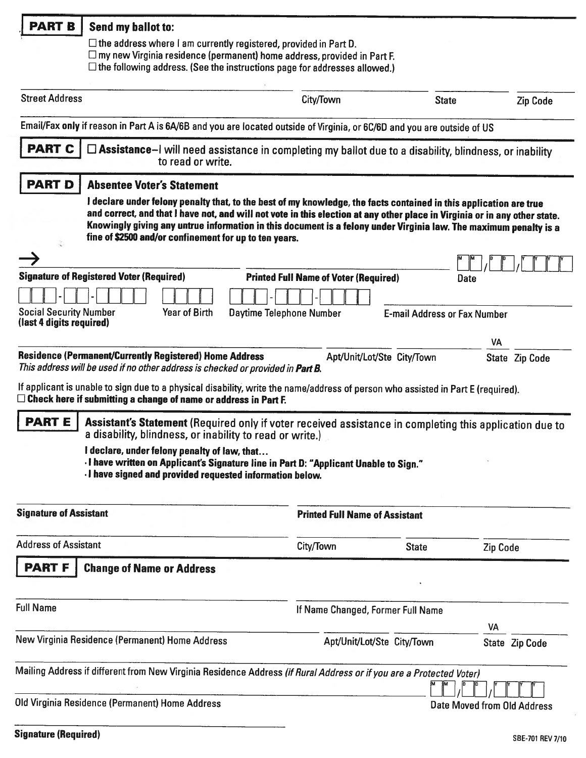**PART B** **Send my ballot to:**

☐ the address where I am currently registered, provided in Part D.
☐ my new Virginia residence (permanent) home address, provided in Part F.
☐ the following address. (See the instructions page for addresses allowed.)

Street Address _______________ City/Town _______________ State _______________ Zip Code _______________

Email/Fax **only** if reason in Part A is 6A/6B and you are located outside of Virginia, or 6C/6D and you are outside of US _______________

**PART C** ☐ **Assistance**–I will need assistance in completing my ballot due to a disability, blindness, or inability to read or write.

**PART D** **Absentee Voter's Statement**

**I declare under felony penalty that, to the best of my knowledge, the facts contained in this application are true and correct, and that I have not, and will not vote in this election at any other place in Virginia or in any other state. Knowingly giving any untrue information in this document is a felony under Virginia law. The maximum penalty is a fine of $2500 and/or confinement for up to ten years.**

→ _______________ _______________ MM/DD/YYYY

**Signature of Registered Voter (Required)** **Printed Full Name of Voter (Required)** Date

☐☐☐-☐☐-☐☐☐☐ ☐☐☐☐ ☐☐☐-☐☐☐-☐☐☐☐ _______________

Social Security Number **(last 4 digits required)** Year of Birth Daytime Telephone Number E-mail Address or Fax Number

**Residence (Permanent/Currently Registered) Home Address** _______________ Apt/Unit/Lot/Ste _______________ City/Town _______________ VA State _______________ Zip Code

*This address will be used if no other address is checked or provided in* ***Part B.***

If applicant is unable to sign due to a physical disability, write the name/address of person who assisted in Part E (required).
☐ **Check here if submitting a change of name or address in Part F.**

**PART E** **Assistant's Statement** (Required only if voter received assistance in completing this application due to a disability, blindness, or inability to read or write.)

**I declare, under felony penalty of law, that…**
- **I have written on Applicant's Signature line in Part D: "Applicant Unable to Sign."**
- **I have signed and provided requested information below.**

**Signature of Assistant** _______________ **Printed Full Name of Assistant** _______________

Address of Assistant _______________ City/Town _______________ State _______________ Zip Code _______________

**PART F** **Change of Name or Address**

Full Name _______________ If Name Changed, Former Full Name _______________

New Virginia Residence (Permanent) Home Address _______________ Apt/Unit/Lot/Ste _______________ City/Town _______________ VA State _______________ Zip Code

Mailing Address if different from New Virginia Residence Address *(if Rural Address or if you are a Protected Voter)* _______________

Old Virginia Residence (Permanent) Home Address _______________ MM/DD/YYYY Date Moved from Old Address

**Signature (Required)** _______________

SBE-701 REV 7/10